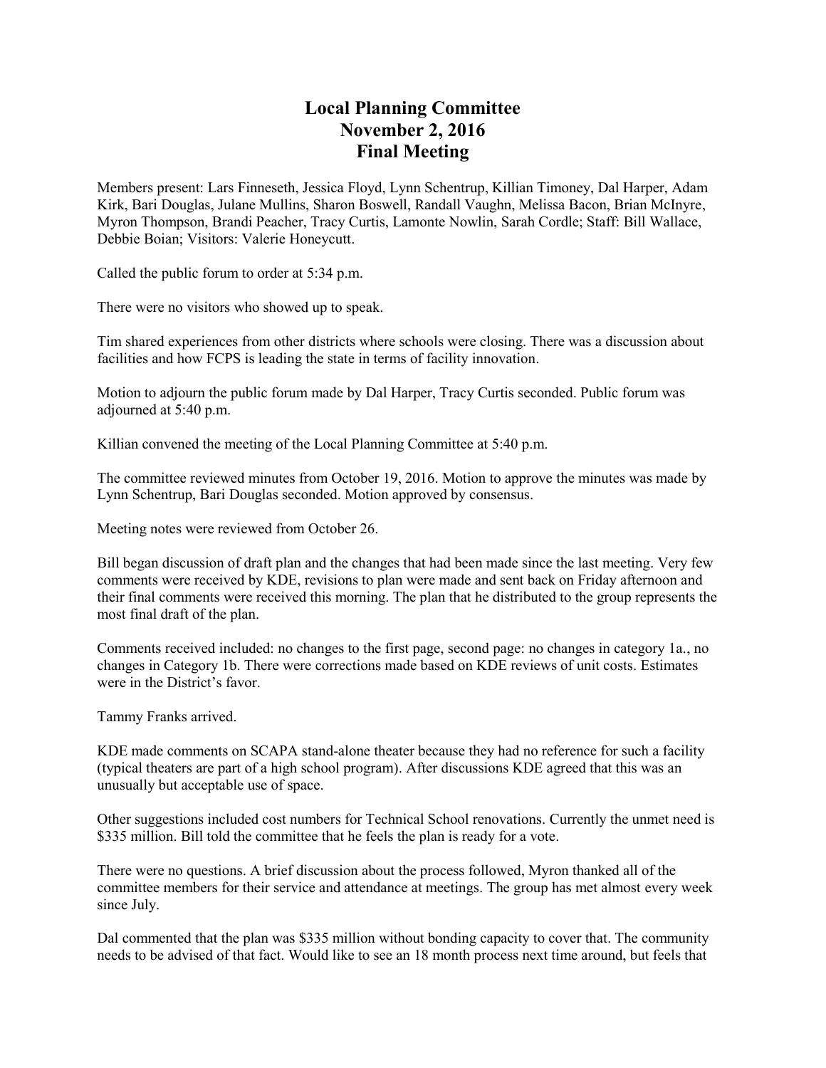# Local Planning Committee
# November 2, 2016
# Final Meeting

Members present: Lars Finneseth, Jessica Floyd, Lynn Schentrup, Killian Timoney, Dal Harper, Adam Kirk, Bari Douglas, Julane Mullins, Sharon Boswell, Randall Vaughn, Melissa Bacon, Brian McInyre, Myron Thompson, Brandi Peacher, Tracy Curtis, Lamonte Nowlin, Sarah Cordle; Staff: Bill Wallace, Debbie Boian; Visitors: Valerie Honeycutt.

Called the public forum to order at 5:34 p.m.

There were no visitors who showed up to speak.

Tim shared experiences from other districts where schools were closing. There was a discussion about facilities and how FCPS is leading the state in terms of facility innovation.

Motion to adjourn the public forum made by Dal Harper, Tracy Curtis seconded. Public forum was adjourned at 5:40 p.m.

Killian convened the meeting of the Local Planning Committee at 5:40 p.m.

The committee reviewed minutes from October 19, 2016. Motion to approve the minutes was made by Lynn Schentrup, Bari Douglas seconded. Motion approved by consensus.

Meeting notes were reviewed from October 26.

Bill began discussion of draft plan and the changes that had been made since the last meeting. Very few comments were received by KDE, revisions to plan were made and sent back on Friday afternoon and their final comments were received this morning. The plan that he distributed to the group represents the most final draft of the plan.

Comments received included: no changes to the first page, second page: no changes in category 1a., no changes in Category 1b. There were corrections made based on KDE reviews of unit costs. Estimates were in the District's favor.

Tammy Franks arrived.

KDE made comments on SCAPA stand-alone theater because they had no reference for such a facility (typical theaters are part of a high school program). After discussions KDE agreed that this was an unusually but acceptable use of space.

Other suggestions included cost numbers for Technical School renovations. Currently the unmet need is $335 million. Bill told the committee that he feels the plan is ready for a vote.

There were no questions. A brief discussion about the process followed, Myron thanked all of the committee members for their service and attendance at meetings. The group has met almost every week since July.

Dal commented that the plan was $335 million without bonding capacity to cover that. The community needs to be advised of that fact. Would like to see an 18 month process next time around, but feels that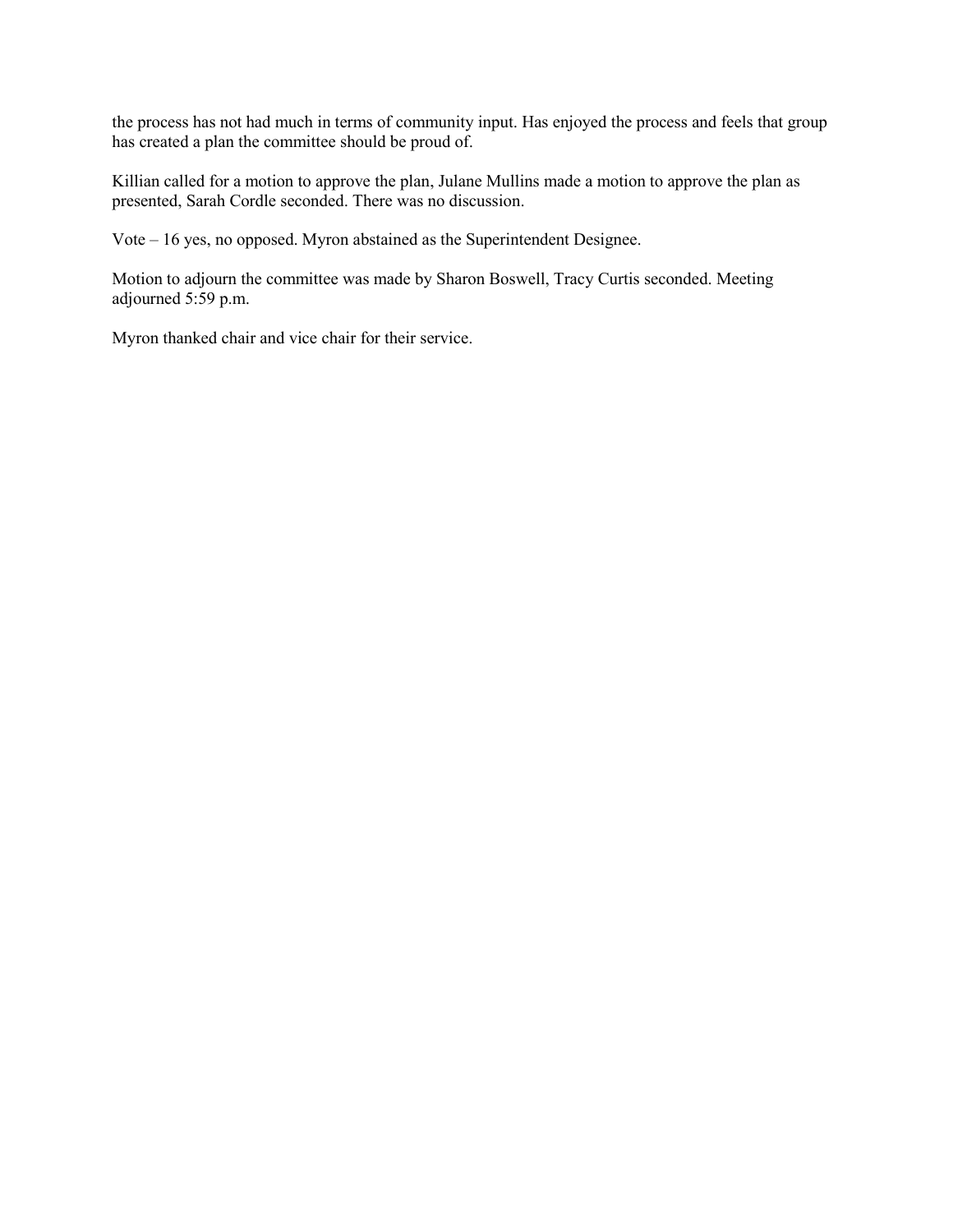the process has not had much in terms of community input. Has enjoyed the process and feels that group has created a plan the committee should be proud of.

Killian called for a motion to approve the plan, Julane Mullins made a motion to approve the plan as presented, Sarah Cordle seconded. There was no discussion.

Vote – 16 yes, no opposed. Myron abstained as the Superintendent Designee.

Motion to adjourn the committee was made by Sharon Boswell, Tracy Curtis seconded. Meeting adjourned 5:59 p.m.

Myron thanked chair and vice chair for their service.